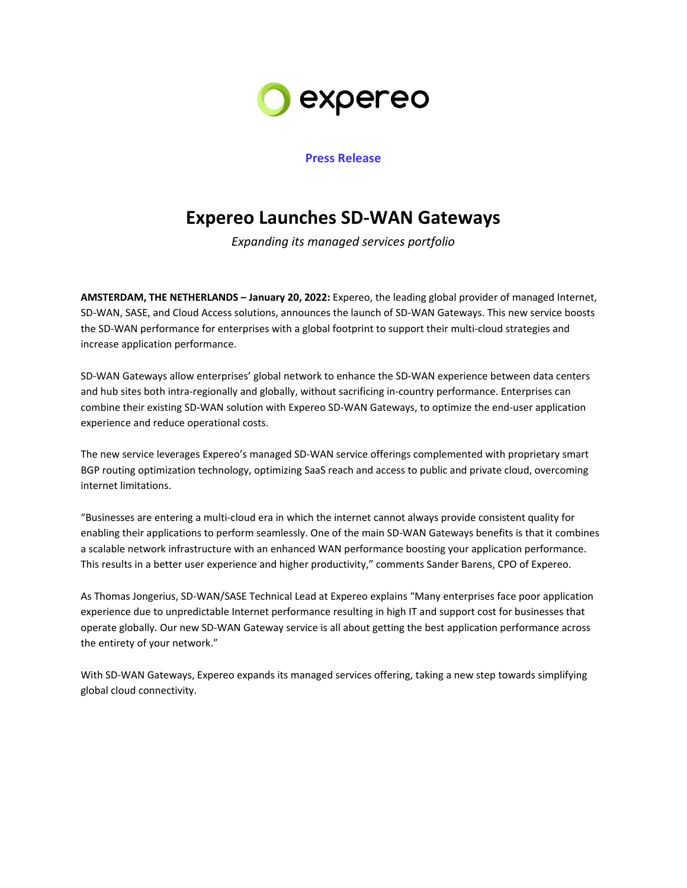expereo

**Press Release**

# Expereo Launches SD-WAN Gateways

*Expanding its managed services portfolio*

**AMSTERDAM, THE NETHERLANDS – January 20, 2022:** Expereo, the leading global provider of managed Internet, SD-WAN, SASE, and Cloud Access solutions, announces the launch of SD-WAN Gateways. This new service boosts the SD-WAN performance for enterprises with a global footprint to support their multi-cloud strategies and increase application performance.

SD-WAN Gateways allow enterprises' global network to enhance the SD-WAN experience between data centers and hub sites both intra-regionally and globally, without sacrificing in-country performance. Enterprises can combine their existing SD-WAN solution with Expereo SD-WAN Gateways, to optimize the end-user application experience and reduce operational costs.

The new service leverages Expereo's managed SD-WAN service offerings complemented with proprietary smart BGP routing optimization technology, optimizing SaaS reach and access to public and private cloud, overcoming internet limitations.

"Businesses are entering a multi-cloud era in which the internet cannot always provide consistent quality for enabling their applications to perform seamlessly. One of the main SD-WAN Gateways benefits is that it combines a scalable network infrastructure with an enhanced WAN performance boosting your application performance. This results in a better user experience and higher productivity," comments Sander Barens, CPO of Expereo.

As Thomas Jongerius, SD-WAN/SASE Technical Lead at Expereo explains "Many enterprises face poor application experience due to unpredictable Internet performance resulting in high IT and support cost for businesses that operate globally. Our new SD-WAN Gateway service is all about getting the best application performance across the entirety of your network."

With SD-WAN Gateways, Expereo expands its managed services offering, taking a new step towards simplifying global cloud connectivity.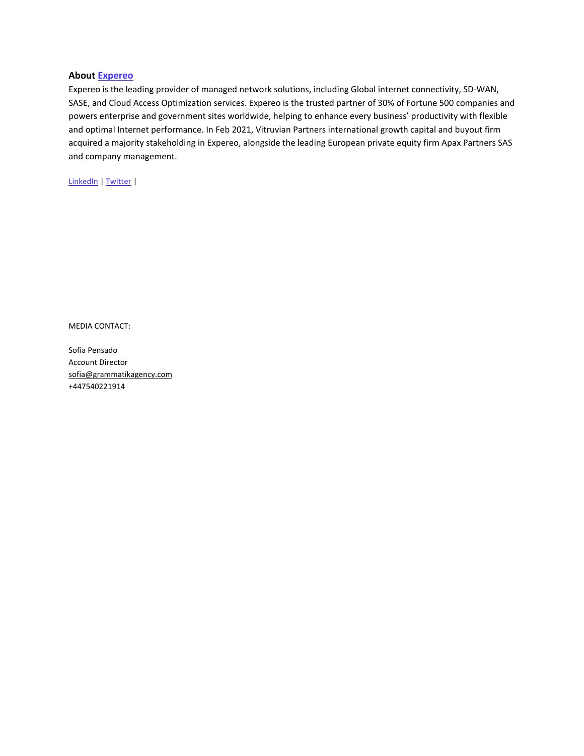**About Expereo**

Expereo is the leading provider of managed network solutions, including Global internet connectivity, SD-WAN, SASE, and Cloud Access Optimization services. Expereo is the trusted partner of 30% of Fortune 500 companies and powers enterprise and government sites worldwide, helping to enhance every business' productivity with flexible and optimal Internet performance. In Feb 2021, Vitruvian Partners international growth capital and buyout firm acquired a majority stakeholding in Expereo, alongside the leading European private equity firm Apax Partners SAS and company management.

LinkedIn | Twitter |

MEDIA CONTACT:

Sofia Pensado
Account Director
sofia@grammatikagency.com
+447540221914